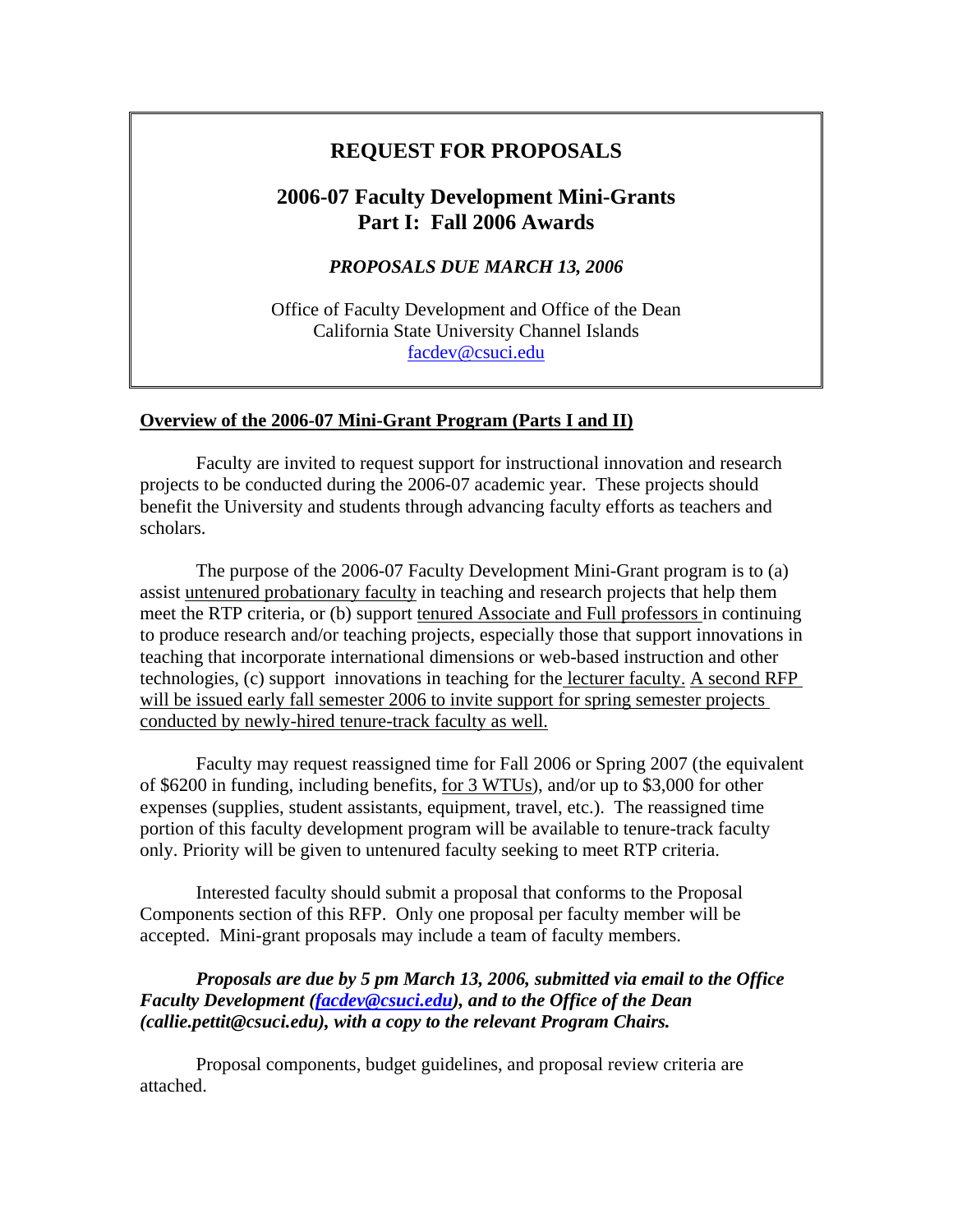# REQUEST FOR PROPOSALS

## 2006-07 Faculty Development Mini-Grants
## Part I: Fall 2006 Awards

***PROPOSALS DUE MARCH 13, 2006***

Office of Faculty Development and Office of the Dean
California State University Channel Islands
facdev@csuci.edu

**Overview of the 2006-07 Mini-Grant Program (Parts I and II)**

Faculty are invited to request support for instructional innovation and research projects to be conducted during the 2006-07 academic year. These projects should benefit the University and students through advancing faculty efforts as teachers and scholars.

The purpose of the 2006-07 Faculty Development Mini-Grant program is to (a) assist untenured probationary faculty in teaching and research projects that help them meet the RTP criteria, or (b) support tenured Associate and Full professors in continuing to produce research and/or teaching projects, especially those that support innovations in teaching that incorporate international dimensions or web-based instruction and other technologies, (c) support innovations in teaching for the lecturer faculty. A second RFP will be issued early fall semester 2006 to invite support for spring semester projects conducted by newly-hired tenure-track faculty as well.

Faculty may request reassigned time for Fall 2006 or Spring 2007 (the equivalent of $6200 in funding, including benefits, for 3 WTUs), and/or up to $3,000 for other expenses (supplies, student assistants, equipment, travel, etc.). The reassigned time portion of this faculty development program will be available to tenure-track faculty only. Priority will be given to untenured faculty seeking to meet RTP criteria.

Interested faculty should submit a proposal that conforms to the Proposal Components section of this RFP. Only one proposal per faculty member will be accepted. Mini-grant proposals may include a team of faculty members.

***Proposals are due by 5 pm March 13, 2006, submitted via email to the Office Faculty Development (facdev@csuci.edu), and to the Office of the Dean (callie.pettit@csuci.edu), with a copy to the relevant Program Chairs.***

Proposal components, budget guidelines, and proposal review criteria are attached.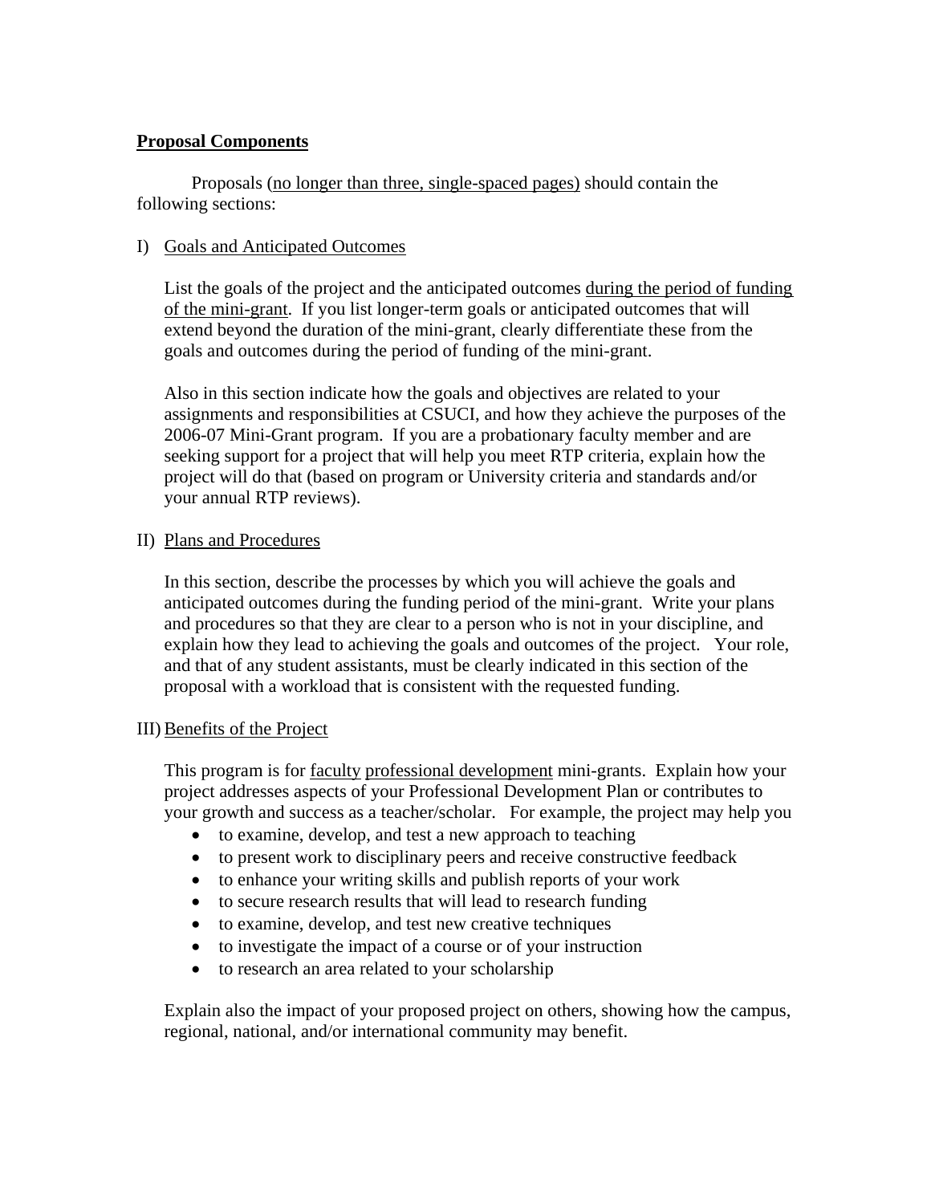**Proposal Components**

Proposals (no longer than three, single-spaced pages) should contain the following sections:

I) Goals and Anticipated Outcomes

List the goals of the project and the anticipated outcomes during the period of funding of the mini-grant. If you list longer-term goals or anticipated outcomes that will extend beyond the duration of the mini-grant, clearly differentiate these from the goals and outcomes during the period of funding of the mini-grant.

Also in this section indicate how the goals and objectives are related to your assignments and responsibilities at CSUCI, and how they achieve the purposes of the 2006-07 Mini-Grant program. If you are a probationary faculty member and are seeking support for a project that will help you meet RTP criteria, explain how the project will do that (based on program or University criteria and standards and/or your annual RTP reviews).

II) Plans and Procedures

In this section, describe the processes by which you will achieve the goals and anticipated outcomes during the funding period of the mini-grant. Write your plans and procedures so that they are clear to a person who is not in your discipline, and explain how they lead to achieving the goals and outcomes of the project. Your role, and that of any student assistants, must be clearly indicated in this section of the proposal with a workload that is consistent with the requested funding.

III) Benefits of the Project

This program is for faculty professional development mini-grants. Explain how your project addresses aspects of your Professional Development Plan or contributes to your growth and success as a teacher/scholar. For example, the project may help you

- to examine, develop, and test a new approach to teaching
- to present work to disciplinary peers and receive constructive feedback
- to enhance your writing skills and publish reports of your work
- to secure research results that will lead to research funding
- to examine, develop, and test new creative techniques
- to investigate the impact of a course or of your instruction
- to research an area related to your scholarship

Explain also the impact of your proposed project on others, showing how the campus, regional, national, and/or international community may benefit.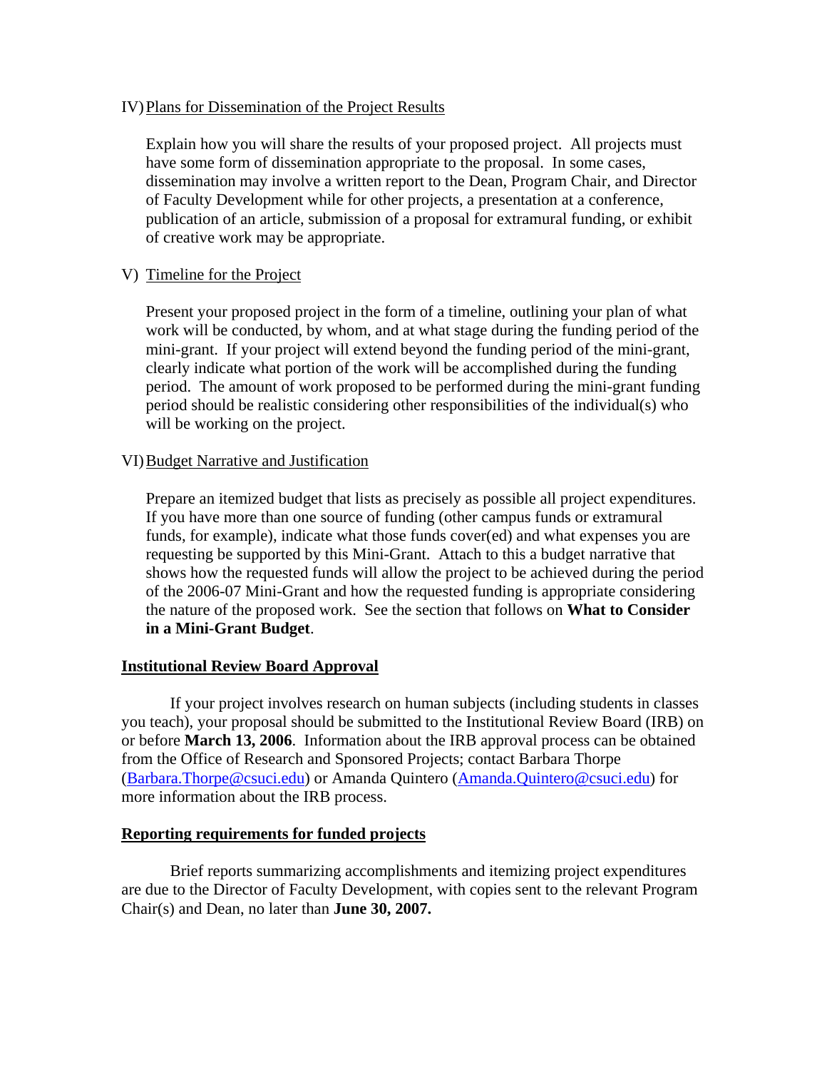IV) Plans for Dissemination of the Project Results

Explain how you will share the results of your proposed project. All projects must have some form of dissemination appropriate to the proposal. In some cases, dissemination may involve a written report to the Dean, Program Chair, and Director of Faculty Development while for other projects, a presentation at a conference, publication of an article, submission of a proposal for extramural funding, or exhibit of creative work may be appropriate.

V) Timeline for the Project

Present your proposed project in the form of a timeline, outlining your plan of what work will be conducted, by whom, and at what stage during the funding period of the mini-grant. If your project will extend beyond the funding period of the mini-grant, clearly indicate what portion of the work will be accomplished during the funding period. The amount of work proposed to be performed during the mini-grant funding period should be realistic considering other responsibilities of the individual(s) who will be working on the project.

VI) Budget Narrative and Justification

Prepare an itemized budget that lists as precisely as possible all project expenditures. If you have more than one source of funding (other campus funds or extramural funds, for example), indicate what those funds cover(ed) and what expenses you are requesting be supported by this Mini-Grant. Attach to this a budget narrative that shows how the requested funds will allow the project to be achieved during the period of the 2006-07 Mini-Grant and how the requested funding is appropriate considering the nature of the proposed work. See the section that follows on **What to Consider in a Mini-Grant Budget**.

## Institutional Review Board Approval

If your project involves research on human subjects (including students in classes you teach), your proposal should be submitted to the Institutional Review Board (IRB) on or before **March 13, 2006**. Information about the IRB approval process can be obtained from the Office of Research and Sponsored Projects; contact Barbara Thorpe (Barbara.Thorpe@csuci.edu) or Amanda Quintero (Amanda.Quintero@csuci.edu) for more information about the IRB process.

## Reporting requirements for funded projects

Brief reports summarizing accomplishments and itemizing project expenditures are due to the Director of Faculty Development, with copies sent to the relevant Program Chair(s) and Dean, no later than **June 30, 2007.**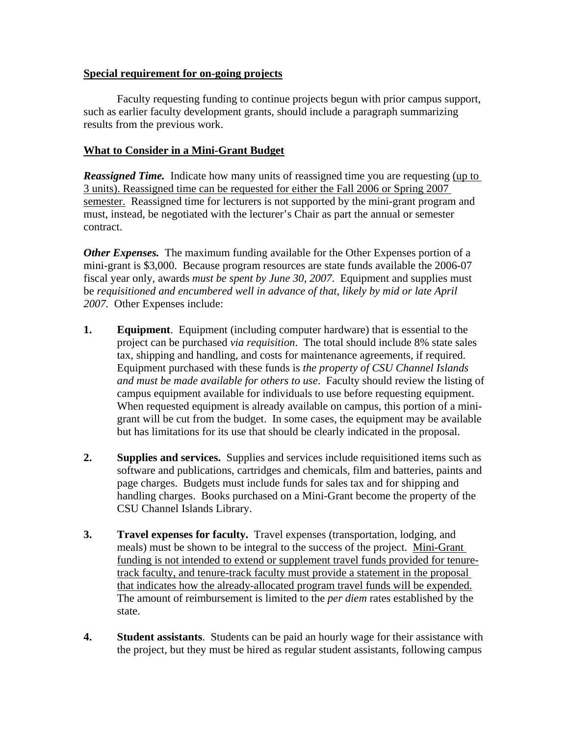**Special requirement for on-going projects**

Faculty requesting funding to continue projects begun with prior campus support, such as earlier faculty development grants, should include a paragraph summarizing results from the previous work.

**What to Consider in a Mini-Grant Budget**

***Reassigned Time.*** Indicate how many units of reassigned time you are requesting (up to 3 units). Reassigned time can be requested for either the Fall 2006 or Spring 2007 semester. Reassigned time for lecturers is not supported by the mini-grant program and must, instead, be negotiated with the lecturer's Chair as part the annual or semester contract.

***Other Expenses.*** The maximum funding available for the Other Expenses portion of a mini-grant is $3,000. Because program resources are state funds available the 2006-07 fiscal year only, awards *must be spent by June 30, 2007*. Equipment and supplies must be *requisitioned and encumbered well in advance of that, likely by mid or late April 2007.* Other Expenses include:

1. **Equipment**. Equipment (including computer hardware) that is essential to the project can be purchased *via requisition*. The total should include 8% state sales tax, shipping and handling, and costs for maintenance agreements, if required. Equipment purchased with these funds is *the property of CSU Channel Islands and must be made available for others to use*. Faculty should review the listing of campus equipment available for individuals to use before requesting equipment. When requested equipment is already available on campus, this portion of a mini-grant will be cut from the budget. In some cases, the equipment may be available but has limitations for its use that should be clearly indicated in the proposal.

2. **Supplies and services.** Supplies and services include requisitioned items such as software and publications, cartridges and chemicals, film and batteries, paints and page charges. Budgets must include funds for sales tax and for shipping and handling charges. Books purchased on a Mini-Grant become the property of the CSU Channel Islands Library.

3. **Travel expenses for faculty.** Travel expenses (transportation, lodging, and meals) must be shown to be integral to the success of the project. Mini-Grant funding is not intended to extend or supplement travel funds provided for tenure-track faculty, and tenure-track faculty must provide a statement in the proposal that indicates how the already-allocated program travel funds will be expended. The amount of reimbursement is limited to the *per diem* rates established by the state.

4. **Student assistants**. Students can be paid an hourly wage for their assistance with the project, but they must be hired as regular student assistants, following campus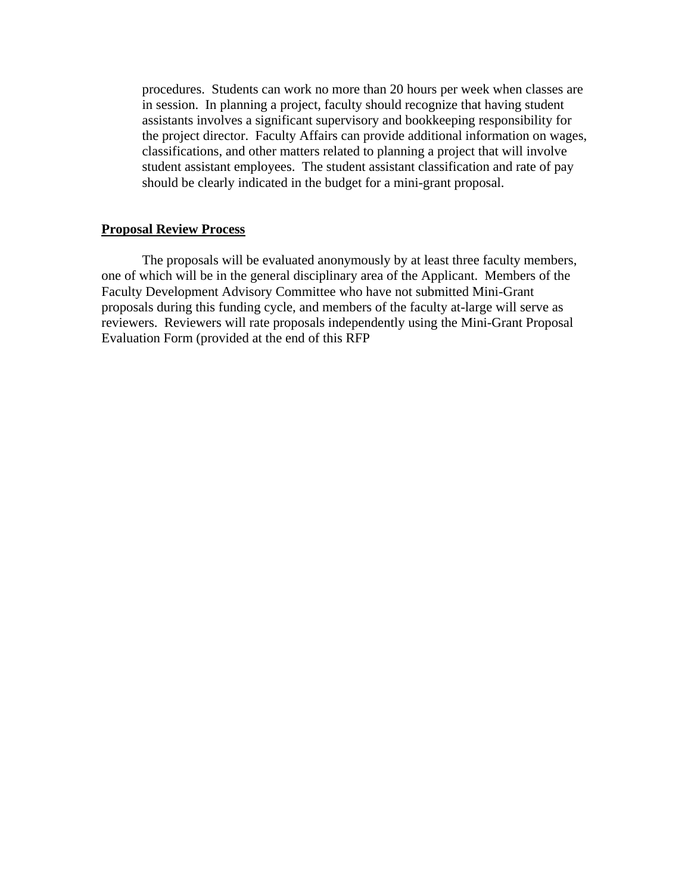procedures. Students can work no more than 20 hours per week when classes are in session. In planning a project, faculty should recognize that having student assistants involves a significant supervisory and bookkeeping responsibility for the project director. Faculty Affairs can provide additional information on wages, classifications, and other matters related to planning a project that will involve student assistant employees. The student assistant classification and rate of pay should be clearly indicated in the budget for a mini-grant proposal.

**Proposal Review Process**

The proposals will be evaluated anonymously by at least three faculty members, one of which will be in the general disciplinary area of the Applicant. Members of the Faculty Development Advisory Committee who have not submitted Mini-Grant proposals during this funding cycle, and members of the faculty at-large will serve as reviewers. Reviewers will rate proposals independently using the Mini-Grant Proposal Evaluation Form (provided at the end of this RFP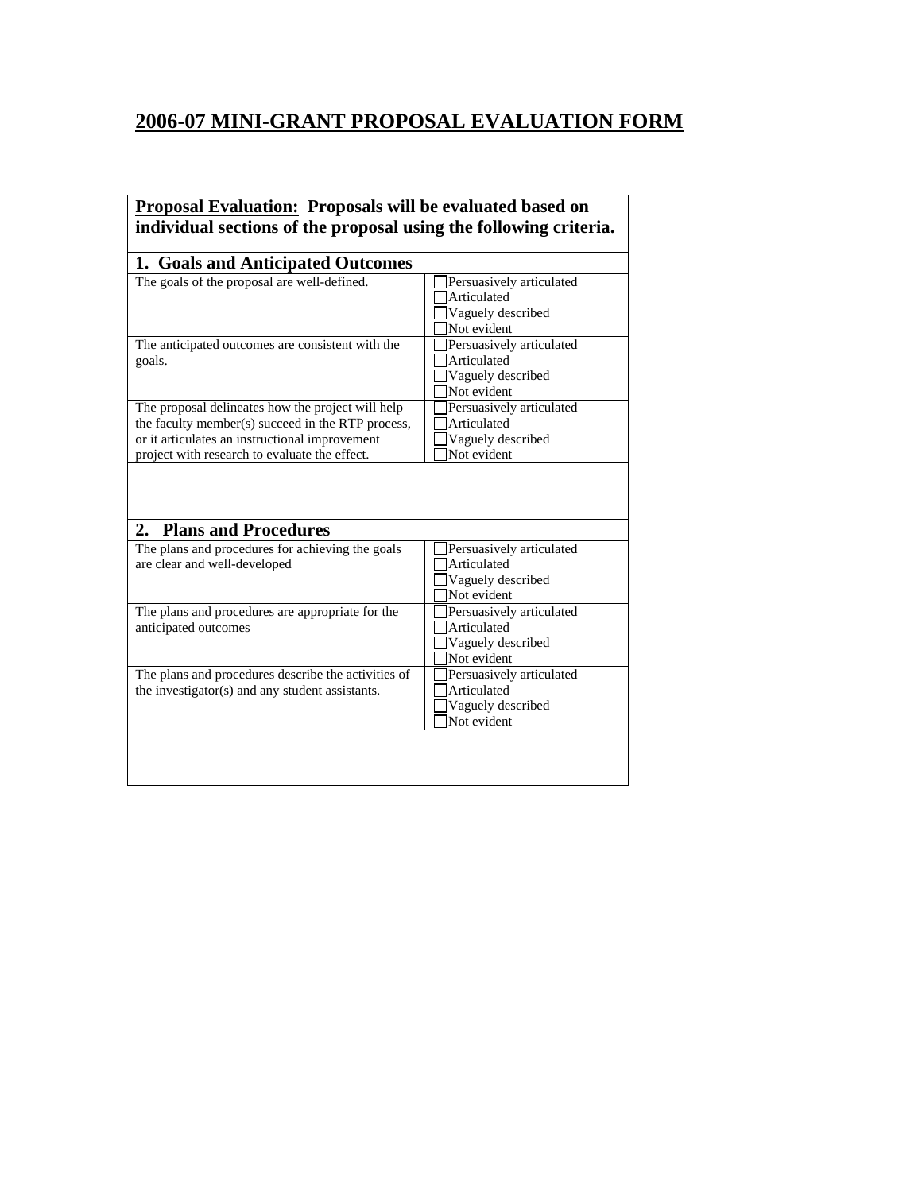# 2006-07 MINI-GRANT PROPOSAL EVALUATION FORM

| **Proposal Evaluation:** Proposals will be evaluated based on individual sections of the proposal using the following criteria. | |
|---|---|
| | |
| **1. Goals and Anticipated Outcomes** | |
| The goals of the proposal are well-defined. | ☐ Persuasively articulated<br>☐ Articulated<br>☐ Vaguely described<br>☐ Not evident |
| The anticipated outcomes are consistent with the goals. | ☐ Persuasively articulated<br>☐ Articulated<br>☐ Vaguely described<br>☐ Not evident |
| The proposal delineates how the project will help the faculty member(s) succeed in the RTP process, or it articulates an instructional improvement project with research to evaluate the effect. | ☐ Persuasively articulated<br>☐ Articulated<br>☐ Vaguely described<br>☐ Not evident |
| | |
| **2. Plans and Procedures** | |
| The plans and procedures for achieving the goals are clear and well-developed | ☐ Persuasively articulated<br>☐ Articulated<br>☐ Vaguely described<br>☐ Not evident |
| The plans and procedures are appropriate for the anticipated outcomes | ☐ Persuasively articulated<br>☐ Articulated<br>☐ Vaguely described<br>☐ Not evident |
| The plans and procedures describe the activities of the investigator(s) and any student assistants. | ☐ Persuasively articulated<br>☐ Articulated<br>☐ Vaguely described<br>☐ Not evident |
| | |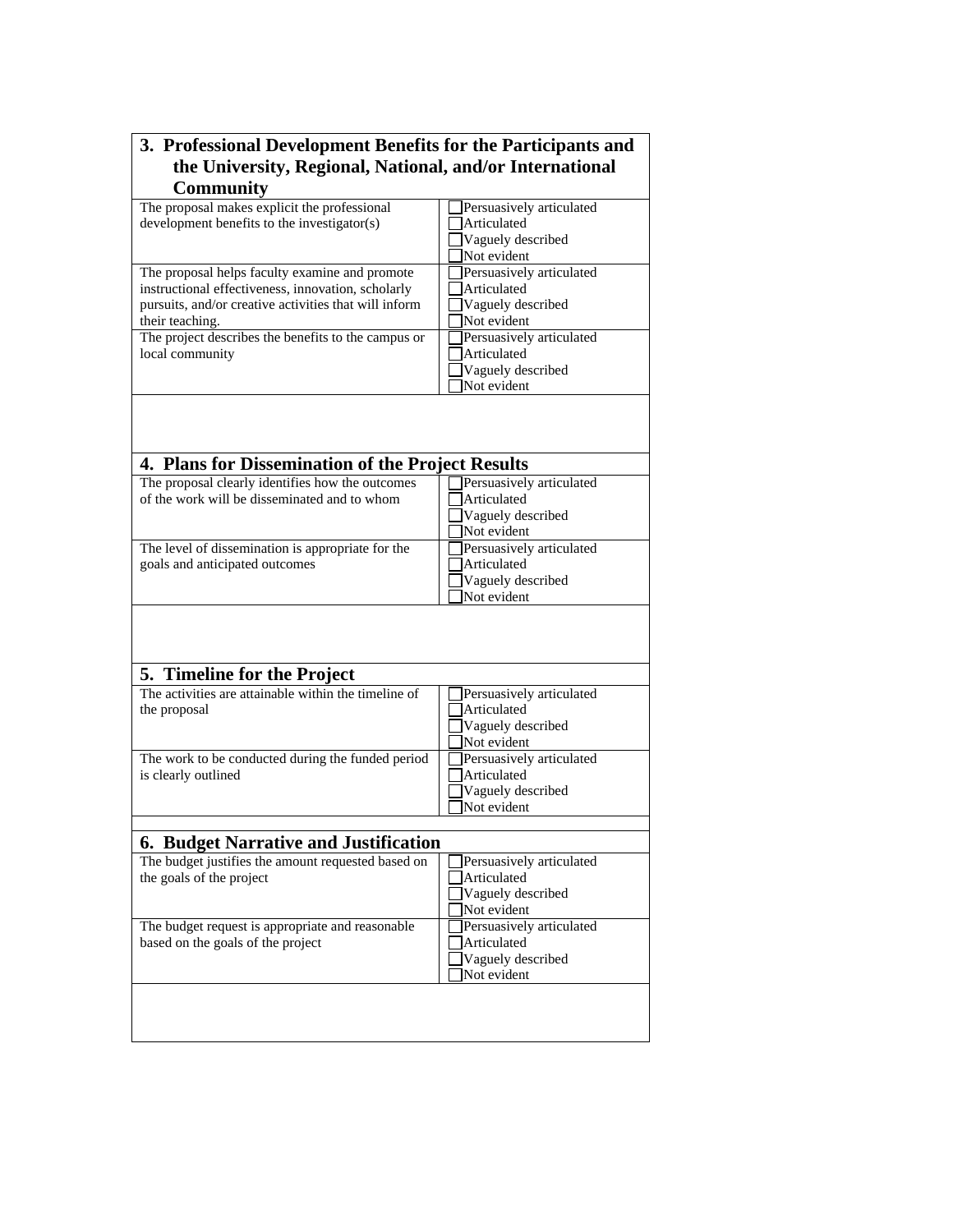| 3. Professional Development Benefits for the Participants and the University, Regional, National, and/or International Community | |
|---|---|
| The proposal makes explicit the professional development benefits to the investigator(s) | ☐ Persuasively articulated<br>☐ Articulated<br>☐ Vaguely described<br>☐ Not evident |
| The proposal helps faculty examine and promote instructional effectiveness, innovation, scholarly pursuits, and/or creative activities that will inform their teaching. | ☐ Persuasively articulated<br>☐ Articulated<br>☐ Vaguely described<br>☐ Not evident |
| The project describes the benefits to the campus or local community | ☐ Persuasively articulated<br>☐ Articulated<br>☐ Vaguely described<br>☐ Not evident |
| | |

| 4. Plans for Dissemination of the Project Results | |
|---|---|
| The proposal clearly identifies how the outcomes of the work will be disseminated and to whom | ☐ Persuasively articulated<br>☐ Articulated<br>☐ Vaguely described<br>☐ Not evident |
| The level of dissemination is appropriate for the goals and anticipated outcomes | ☐ Persuasively articulated<br>☐ Articulated<br>☐ Vaguely described<br>☐ Not evident |
| | |

| 5. Timeline for the Project | |
|---|---|
| The activities are attainable within the timeline of the proposal | ☐ Persuasively articulated<br>☐ Articulated<br>☐ Vaguely described<br>☐ Not evident |
| The work to be conducted during the funded period is clearly outlined | ☐ Persuasively articulated<br>☐ Articulated<br>☐ Vaguely described<br>☐ Not evident |
| | |

| 6. Budget Narrative and Justification | |
|---|---|
| The budget justifies the amount requested based on the goals of the project | ☐ Persuasively articulated<br>☐ Articulated<br>☐ Vaguely described<br>☐ Not evident |
| The budget request is appropriate and reasonable based on the goals of the project | ☐ Persuasively articulated<br>☐ Articulated<br>☐ Vaguely described<br>☐ Not evident |
| | |